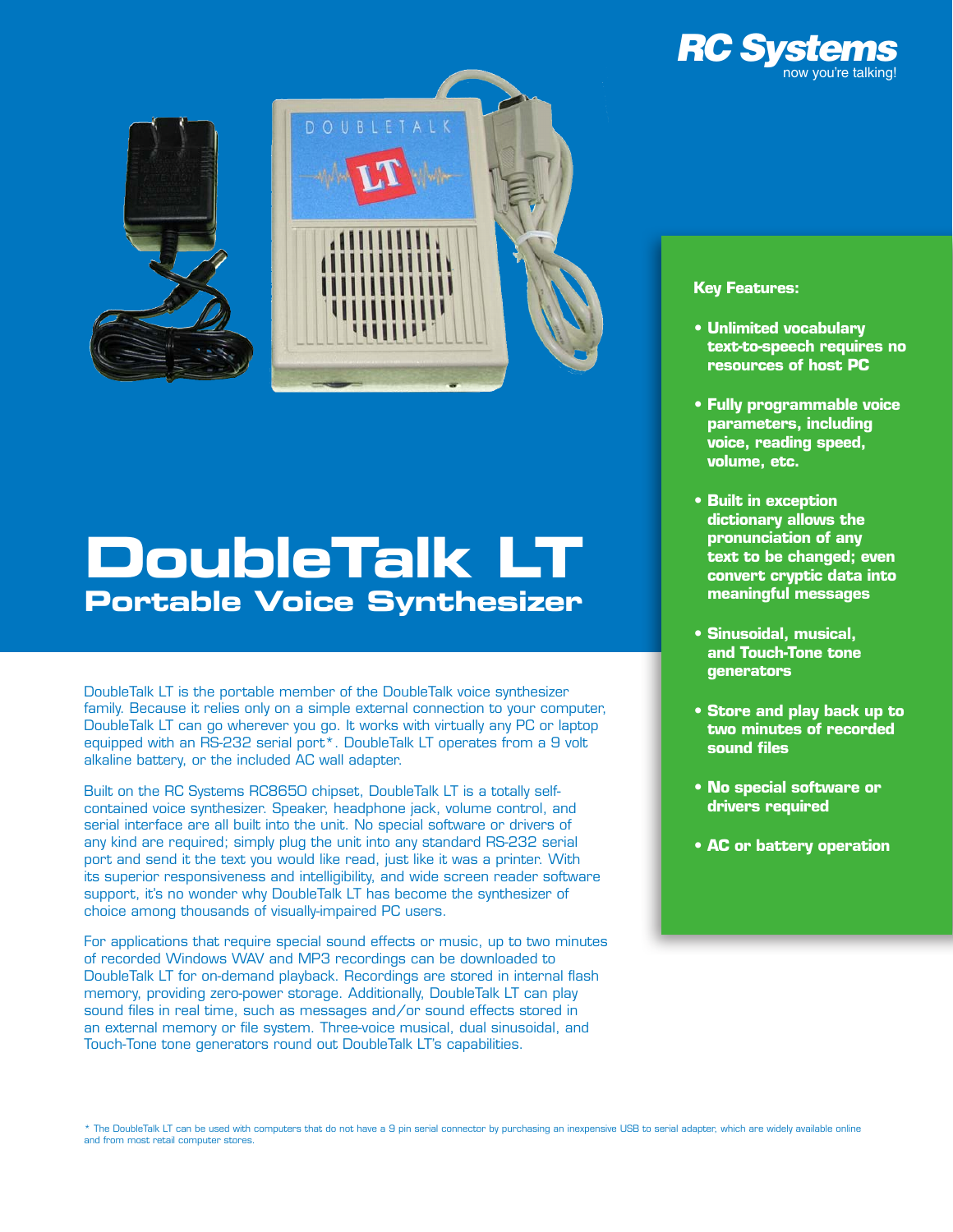RC Systems
now you're talking!

# DoubleTalk LT

## Portable Voice Synthesizer

DoubleTalk LT is the portable member of the DoubleTalk voice synthesizer family. Because it relies only on a simple external connection to your computer, DoubleTalk LT can go wherever you go. It works with virtually any PC or laptop equipped with an RS-232 serial port*. DoubleTalk LT operates from a 9 volt alkaline battery, or the included AC wall adapter.

Built on the RC Systems RC8650 chipset, DoubleTalk LT is a totally self-contained voice synthesizer. Speaker, headphone jack, volume control, and serial interface are all built into the unit. No special software or drivers of any kind are required; simply plug the unit into any standard RS-232 serial port and send it the text you would like read, just like it was a printer. With its superior responsiveness and intelligibility, and wide screen reader software support, it's no wonder why DoubleTalk LT has become the synthesizer of choice among thousands of visually-impaired PC users.

For applications that require special sound effects or music, up to two minutes of recorded Windows WAV and MP3 recordings can be downloaded to DoubleTalk LT for on-demand playback. Recordings are stored in internal flash memory, providing zero-power storage. Additionally, DoubleTalk LT can play sound files in real time, such as messages and/or sound effects stored in an external memory or file system. Three-voice musical, dual sinusoidal, and Touch-Tone tone generators round out DoubleTalk LT's capabilities.

**Key Features:**

- **Unlimited vocabulary text-to-speech requires no resources of host PC**
- **Fully programmable voice parameters, including voice, reading speed, volume, etc.**
- **Built in exception dictionary allows the pronunciation of any text to be changed; even convert cryptic data into meaningful messages**
- **Sinusoidal, musical, and Touch-Tone tone generators**
- **Store and play back up to two minutes of recorded sound files**
- **No special software or drivers required**
- **AC or battery operation**

* The DoubleTalk LT can be used with computers that do not have a 9 pin serial connector by purchasing an inexpensive USB to serial adapter, which are widely available online and from most retail computer stores.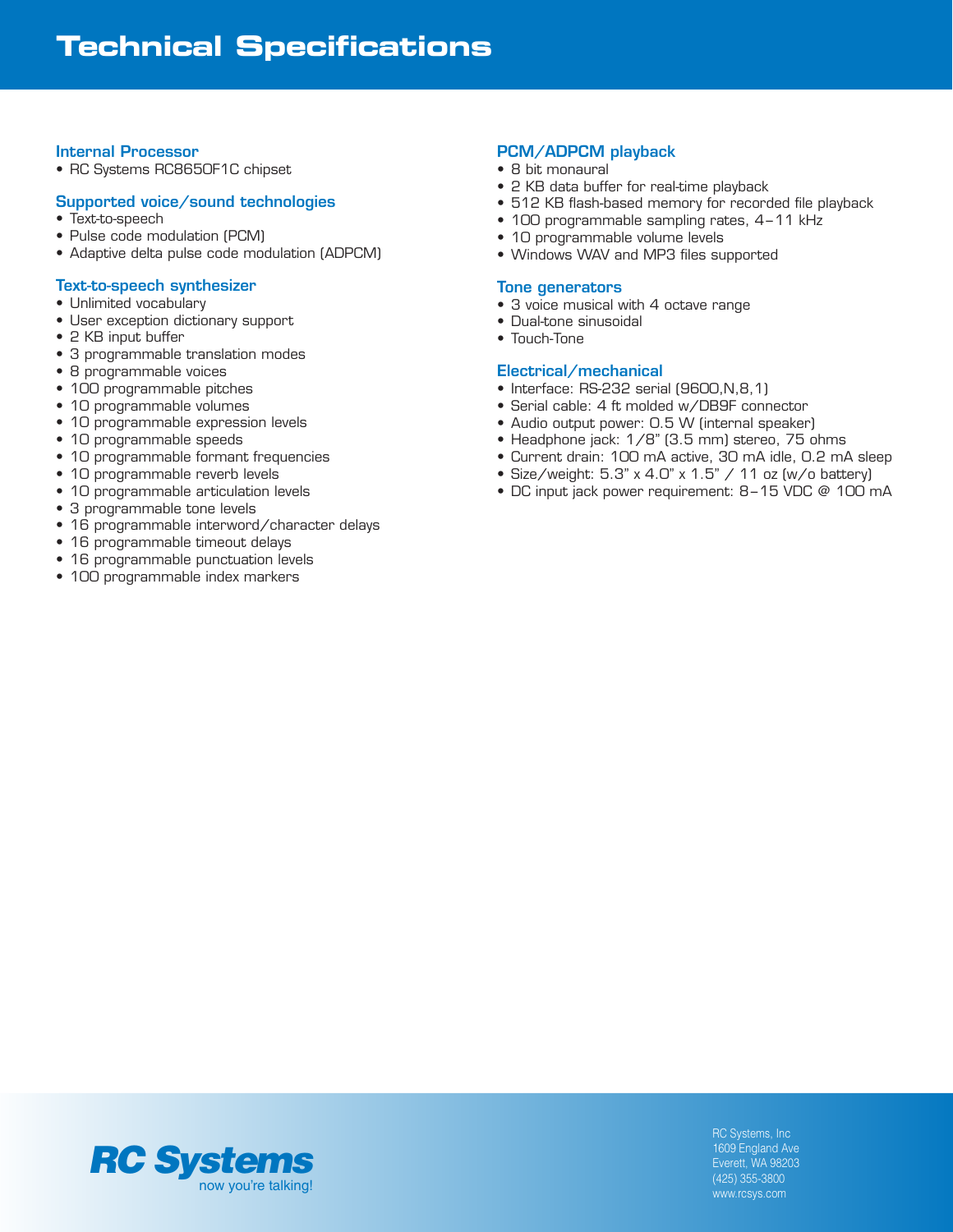# Technical Specifications

### Internal Processor
- RC Systems RC8650F1C chipset

### Supported voice/sound technologies
- Text-to-speech
- Pulse code modulation (PCM)
- Adaptive delta pulse code modulation (ADPCM)

### Text-to-speech synthesizer
- Unlimited vocabulary
- User exception dictionary support
- 2 KB input buffer
- 3 programmable translation modes
- 8 programmable voices
- 100 programmable pitches
- 10 programmable volumes
- 10 programmable expression levels
- 10 programmable speeds
- 10 programmable formant frequencies
- 10 programmable reverb levels
- 10 programmable articulation levels
- 3 programmable tone levels
- 16 programmable interword/character delays
- 16 programmable timeout delays
- 16 programmable punctuation levels
- 100 programmable index markers

### PCM/ADPCM playback
- 8 bit monaural
- 2 KB data buffer for real-time playback
- 512 KB flash-based memory for recorded file playback
- 100 programmable sampling rates, 4–11 kHz
- 10 programmable volume levels
- Windows WAV and MP3 files supported

### Tone generators
- 3 voice musical with 4 octave range
- Dual-tone sinusoidal
- Touch-Tone

### Electrical/mechanical
- Interface: RS-232 serial (9600,N,8,1)
- Serial cable: 4 ft molded w/DB9F connector
- Audio output power: 0.5 W (internal speaker)
- Headphone jack: 1/8" (3.5 mm) stereo, 75 ohms
- Current drain: 100 mA active, 30 mA idle, 0.2 mA sleep
- Size/weight: 5.3" x 4.0" x 1.5" / 11 oz (w/o battery)
- DC input jack power requirement: 8–15 VDC @ 100 mA

RC Systems
now you're talking!

RC Systems, Inc
1609 England Ave
Everett, WA 98203
(425) 355-3800
www.rcsys.com